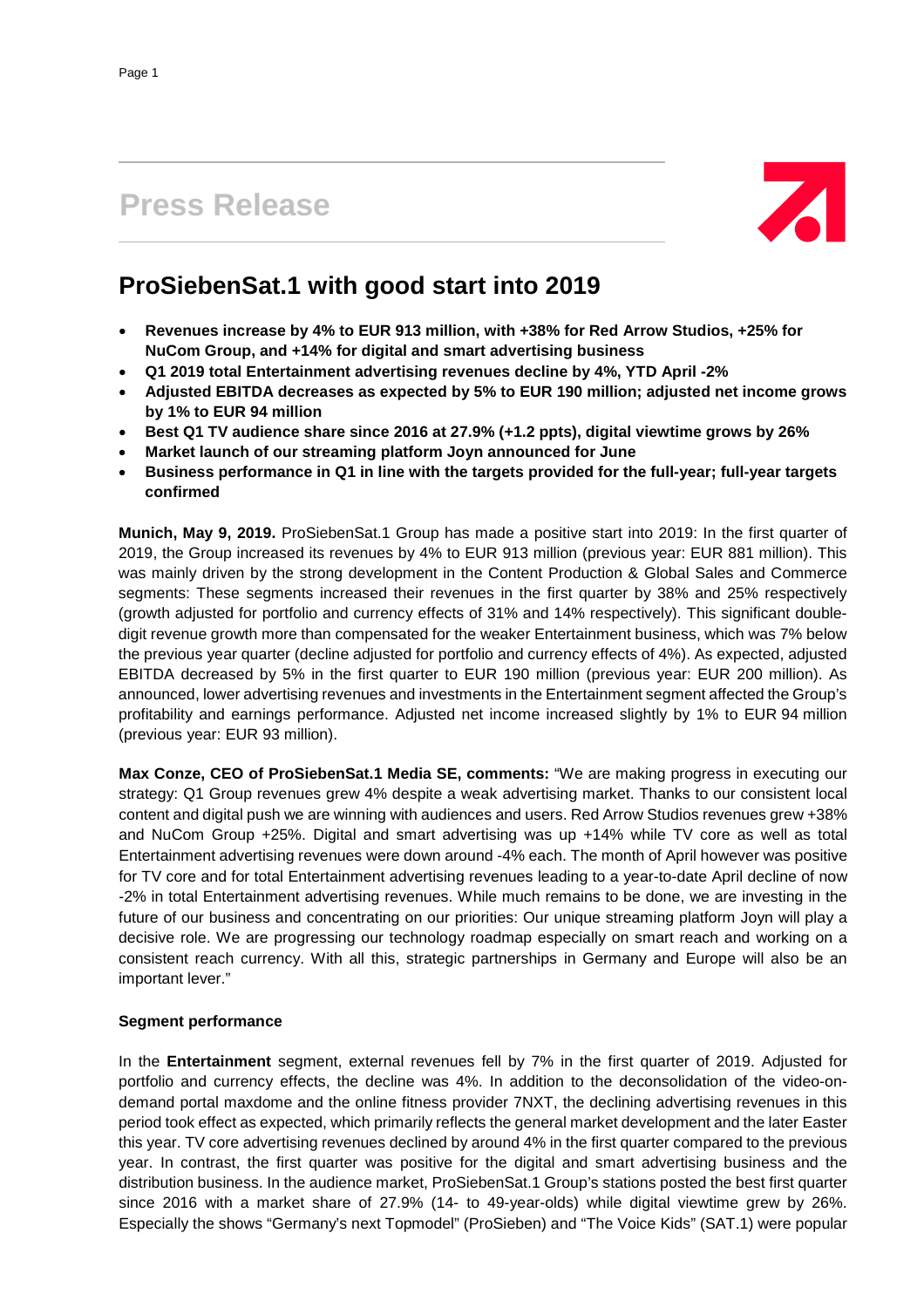# Press Release

## ProSiebenSat.1 with good start into 2019

- **Revenues increase by 4% to EUR 913 million, with +38% for Red Arrow Studios, +25% for NuCom Group, and +14% for digital and smart advertising business**
- **Q1 2019 total Entertainment advertising revenues decline by 4%, YTD April -2%**
- **Adjusted EBITDA decreases as expected by 5% to EUR 190 million; adjusted net income grows by 1% to EUR 94 million**
- **Best Q1 TV audience share since 2016 at 27.9% (+1.2 ppts), digital viewtime grows by 26%**
- **Market launch of our streaming platform Joyn announced for June**
- **Business performance in Q1 in line with the targets provided for the full-year; full-year targets confirmed**

**Munich, May 9, 2019.** ProSiebenSat.1 Group has made a positive start into 2019: In the first quarter of 2019, the Group increased its revenues by 4% to EUR 913 million (previous year: EUR 881 million). This was mainly driven by the strong development in the Content Production & Global Sales and Commerce segments: These segments increased their revenues in the first quarter by 38% and 25% respectively (growth adjusted for portfolio and currency effects of 31% and 14% respectively). This significant double-digit revenue growth more than compensated for the weaker Entertainment business, which was 7% below the previous year quarter (decline adjusted for portfolio and currency effects of 4%). As expected, adjusted EBITDA decreased by 5% in the first quarter to EUR 190 million (previous year: EUR 200 million). As announced, lower advertising revenues and investments in the Entertainment segment affected the Group's profitability and earnings performance. Adjusted net income increased slightly by 1% to EUR 94 million (previous year: EUR 93 million).

**Max Conze, CEO of ProSiebenSat.1 Media SE, comments:** "We are making progress in executing our strategy: Q1 Group revenues grew 4% despite a weak advertising market. Thanks to our consistent local content and digital push we are winning with audiences and users. Red Arrow Studios revenues grew +38% and NuCom Group +25%. Digital and smart advertising was up +14% while TV core as well as total Entertainment advertising revenues were down around -4% each. The month of April however was positive for TV core and for total Entertainment advertising revenues leading to a year-to-date April decline of now -2% in total Entertainment advertising revenues. While much remains to be done, we are investing in the future of our business and concentrating on our priorities: Our unique streaming platform Joyn will play a decisive role. We are progressing our technology roadmap especially on smart reach and working on a consistent reach currency. With all this, strategic partnerships in Germany and Europe will also be an important lever."

**Segment performance**

In the **Entertainment** segment, external revenues fell by 7% in the first quarter of 2019. Adjusted for portfolio and currency effects, the decline was 4%. In addition to the deconsolidation of the video-on-demand portal maxdome and the online fitness provider 7NXT, the declining advertising revenues in this period took effect as expected, which primarily reflects the general market development and the later Easter this year. TV core advertising revenues declined by around 4% in the first quarter compared to the previous year. In contrast, the first quarter was positive for the digital and smart advertising business and the distribution business. In the audience market, ProSiebenSat.1 Group's stations posted the best first quarter since 2016 with a market share of 27.9% (14- to 49-year-olds) while digital viewtime grew by 26%. Especially the shows "Germany's next Topmodel" (ProSieben) and "The Voice Kids" (SAT.1) were popular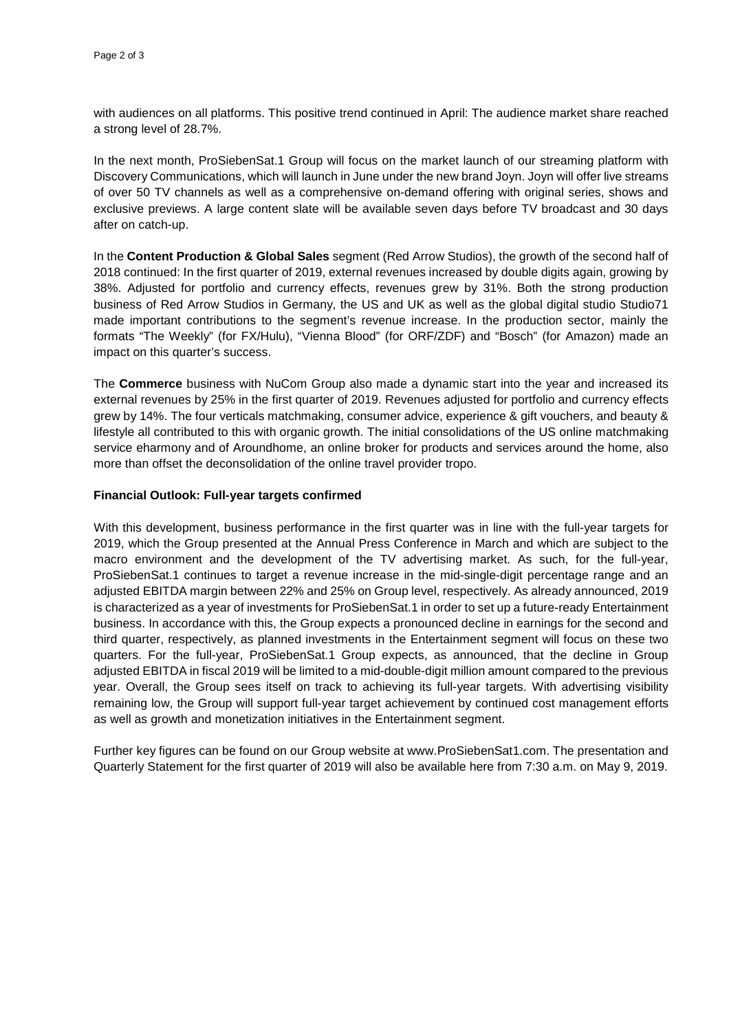with audiences on all platforms. This positive trend continued in April: The audience market share reached a strong level of 28.7%.

In the next month, ProSiebenSat.1 Group will focus on the market launch of our streaming platform with Discovery Communications, which will launch in June under the new brand Joyn. Joyn will offer live streams of over 50 TV channels as well as a comprehensive on-demand offering with original series, shows and exclusive previews. A large content slate will be available seven days before TV broadcast and 30 days after on catch-up.

In the **Content Production & Global Sales** segment (Red Arrow Studios), the growth of the second half of 2018 continued: In the first quarter of 2019, external revenues increased by double digits again, growing by 38%. Adjusted for portfolio and currency effects, revenues grew by 31%. Both the strong production business of Red Arrow Studios in Germany, the US and UK as well as the global digital studio Studio71 made important contributions to the segment's revenue increase. In the production sector, mainly the formats "The Weekly" (for FX/Hulu), "Vienna Blood" (for ORF/ZDF) and "Bosch" (for Amazon) made an impact on this quarter's success.

The **Commerce** business with NuCom Group also made a dynamic start into the year and increased its external revenues by 25% in the first quarter of 2019. Revenues adjusted for portfolio and currency effects grew by 14%. The four verticals matchmaking, consumer advice, experience & gift vouchers, and beauty & lifestyle all contributed to this with organic growth. The initial consolidations of the US online matchmaking service eharmony and of Aroundhome, an online broker for products and services around the home, also more than offset the deconsolidation of the online travel provider tropo.

**Financial Outlook: Full-year targets confirmed**

With this development, business performance in the first quarter was in line with the full-year targets for 2019, which the Group presented at the Annual Press Conference in March and which are subject to the macro environment and the development of the TV advertising market. As such, for the full-year, ProSiebenSat.1 continues to target a revenue increase in the mid-single-digit percentage range and an adjusted EBITDA margin between 22% and 25% on Group level, respectively. As already announced, 2019 is characterized as a year of investments for ProSiebenSat.1 in order to set up a future-ready Entertainment business. In accordance with this, the Group expects a pronounced decline in earnings for the second and third quarter, respectively, as planned investments in the Entertainment segment will focus on these two quarters. For the full-year, ProSiebenSat.1 Group expects, as announced, that the decline in Group adjusted EBITDA in fiscal 2019 will be limited to a mid-double-digit million amount compared to the previous year. Overall, the Group sees itself on track to achieving its full-year targets. With advertising visibility remaining low, the Group will support full-year target achievement by continued cost management efforts as well as growth and monetization initiatives in the Entertainment segment.

Further key figures can be found on our Group website at www.ProSiebenSat1.com. The presentation and Quarterly Statement for the first quarter of 2019 will also be available here from 7:30 a.m. on May 9, 2019.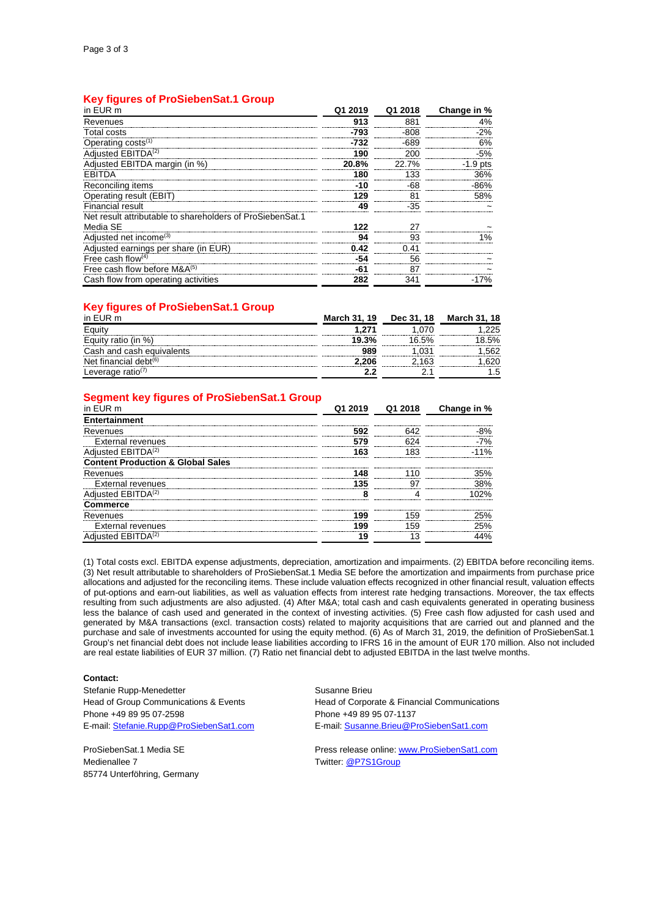## Key figures of ProSiebenSat.1 Group

| in EUR m | Q1 2019 | Q1 2018 | Change in % |
|---|---|---|---|
| Revenues | **913** | 881 | 4% |
| Total costs | **-793** | -808 | -2% |
| Operating costs[1] | **-732** | -689 | 6% |
| Adjusted EBITDA[2] | **190** | 200 | -5% |
| Adjusted EBITDA margin (in %) | **20.8%** | 22.7% | -1.9 pts |
| EBITDA | **180** | 133 | 36% |
| Reconciling items | **-10** | -68 | -86% |
| Operating result (EBIT) | **129** | 81 | 58% |
| Financial result | **49** | -35 | ~ |
| Net result attributable to shareholders of ProSiebenSat.1 Media SE | **122** | 27 | ~ |
| Adjusted net income[3] | **94** | 93 | 1% |
| Adjusted earnings per share (in EUR) | **0.42** | 0.41 | ~ |
| Free cash flow[4] | **-54** | 56 | ~ |
| Free cash flow before M&A[5] | **-61** | 87 | ~ |
| Cash flow from operating activities | **282** | 341 | -17% |

## Key figures of ProSiebenSat.1 Group

| in EUR m | March 31, 19 | Dec 31, 18 | March 31, 18 |
|---|---|---|---|
| Equity | **1,271** | 1,070 | 1,225 |
| Equity ratio (in %) | **19.3%** | 16.5% | 18.5% |
| Cash and cash equivalents | **989** | 1,031 | 1,562 |
| Net financial debt[6] | **2,206** | 2,163 | 1,620 |
| Leverage ratio[7] | **2.2** | 2.1 | 1.5 |

## Segment key figures of ProSiebenSat.1 Group

| in EUR m | Q1 2019 | Q1 2018 | Change in % |
|---|---|---|---|
| **Entertainment** | | | |
| Revenues | **592** | 642 | -8% |
| External revenues | **579** | 624 | -7% |
| Adjusted EBITDA[2] | **163** | 183 | -11% |
| **Content Production & Global Sales** | | | |
| Revenues | **148** | 110 | 35% |
| External revenues | **135** | 97 | 38% |
| Adjusted EBITDA[2] | **8** | 4 | 102% |
| **Commerce** | | | |
| Revenues | **199** | 159 | 25% |
| External revenues | **199** | 159 | 25% |
| Adjusted EBITDA[2] | **19** | 13 | 44% |

(1) Total costs excl. EBITDA expense adjustments, depreciation, amortization and impairments. (2) EBITDA before reconciling items. (3) Net result attributable to shareholders of ProSiebenSat.1 Media SE before the amortization and impairments from purchase price allocations and adjusted for the reconciling items. These include valuation effects recognized in other financial result, valuation effects of put-options and earn-out liabilities, as well as valuation effects from interest rate hedging transactions. Moreover, the tax effects resulting from such adjustments are also adjusted. (4) After M&A; total cash and cash equivalents generated in operating business less the balance of cash used and generated in the context of investing activities. (5) Free cash flow adjusted for cash used and generated by M&A transactions (excl. transaction costs) related to majority acquisitions that are carried out and planned and the purchase and sale of investments accounted for using the equity method. (6) As of March 31, 2019, the definition of ProSiebenSat.1 Group's net financial debt does not include lease liabilities according to IFRS 16 in the amount of EUR 170 million. Also not included are real estate liabilities of EUR 37 million. (7) Ratio net financial debt to adjusted EBITDA in the last twelve months.

**Contact:**

Stefanie Rupp-Menedetter
Head of Group Communications & Events
Phone +49 89 95 07-2598
E-mail: Stefanie.Rupp@ProSiebenSat1.com

Susanne Brieu
Head of Corporate & Financial Communications
Phone +49 89 95 07-1137
E-mail: Susanne.Brieu@ProSiebenSat1.com

ProSiebenSat.1 Media SE
Medienallee 7
85774 Unterföhring, Germany

Press release online: www.ProSiebenSat1.com
Twitter: @P7S1Group